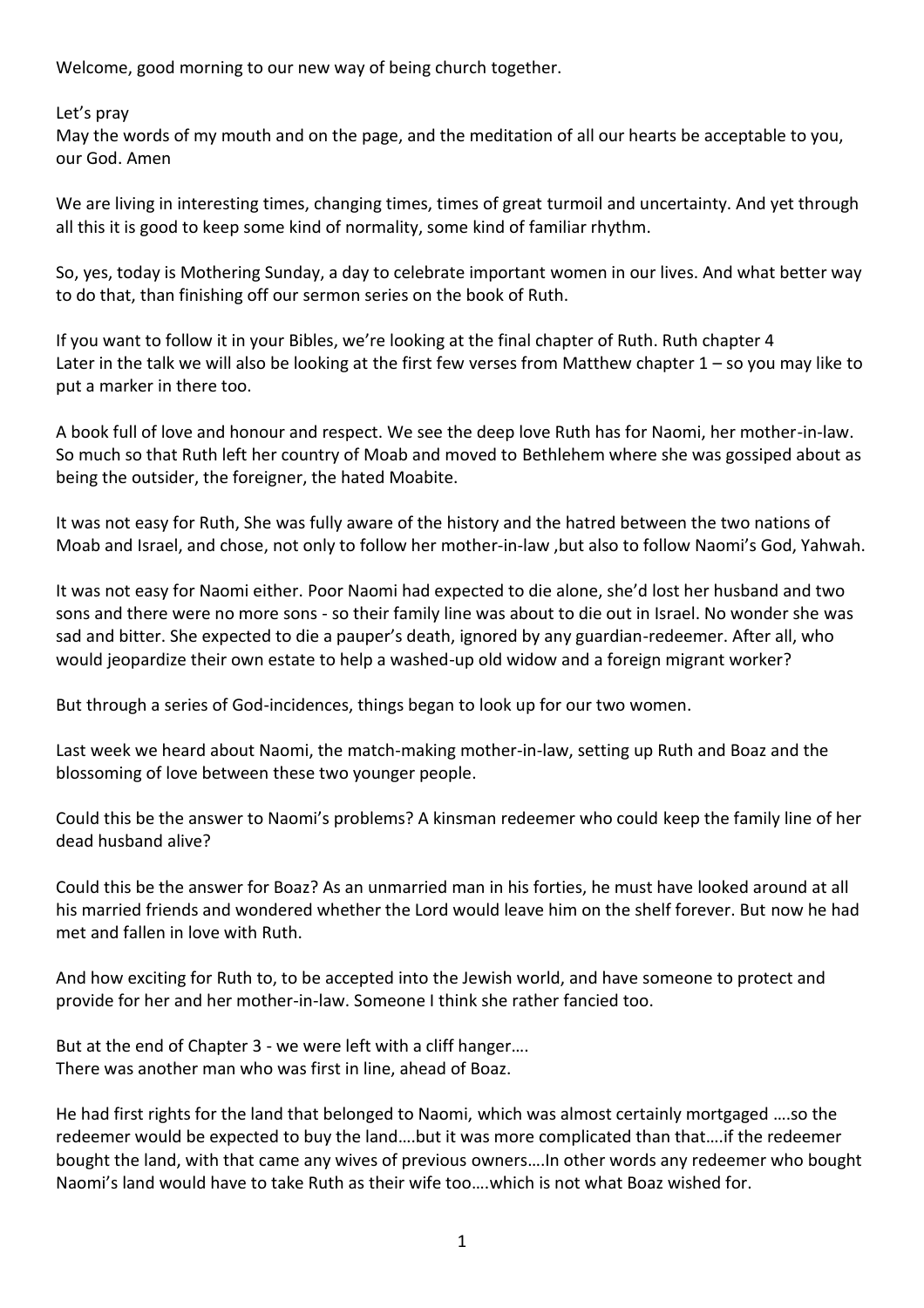Welcome, good morning to our new way of being church together.

Let's pray
May the words of my mouth and on the page, and the meditation of all our hearts be acceptable to you, our God. Amen

We are living in interesting times, changing times, times of great turmoil and uncertainty. And yet through all this it is good to keep some kind of normality, some kind of familiar rhythm.

So, yes, today is Mothering Sunday, a day to celebrate important women in our lives. And what better way to do that, than finishing off our sermon series on the book of Ruth.

If you want to follow it in your Bibles, we're looking at the final chapter of Ruth. Ruth chapter 4
Later in the talk we will also be looking at the first few verses from Matthew chapter 1 – so you may like to put a marker in there too.

A book full of love and honour and respect. We see the deep love Ruth has for Naomi, her mother-in-law. So much so that Ruth left her country of Moab and moved to Bethlehem where she was gossiped about as being the outsider, the foreigner, the hated Moabite.

It was not easy for Ruth, She was fully aware of the history and the hatred between the two nations of Moab and Israel, and chose, not only to follow her mother-in-law ,but also to follow Naomi's God, Yahwah.

It was not easy for Naomi either. Poor Naomi had expected to die alone, she'd lost her husband and two sons and there were no more sons - so their family line was about to die out in Israel. No wonder she was sad and bitter. She expected to die a pauper's death, ignored by any guardian-redeemer. After all, who would jeopardize their own estate to help a washed-up old widow and a foreign migrant worker?

But through a series of God-incidences, things began to look up for our two women.

Last week we heard about Naomi, the match-making mother-in-law, setting up Ruth and Boaz and the blossoming of love between these two younger people.

Could this be the answer to Naomi's problems? A kinsman redeemer who could keep the family line of her dead husband alive?

Could this be the answer for Boaz? As an unmarried man in his forties, he must have looked around at all his married friends and wondered whether the Lord would leave him on the shelf forever. But now he had met and fallen in love with Ruth.

And how exciting for Ruth to, to be accepted into the Jewish world, and have someone to protect and provide for her and her mother-in-law. Someone I think she rather fancied too.

But at the end of Chapter 3 - we were left with a cliff hanger….
There was another man who was first in line, ahead of Boaz.

He had first rights for the land that belonged to Naomi, which was almost certainly mortgaged ….so the redeemer would be expected to buy the land….but it was more complicated than that….if the redeemer bought the land, with that came any wives of previous owners….In other words any redeemer who bought Naomi's land would have to take Ruth as their wife too….which is not what Boaz wished for.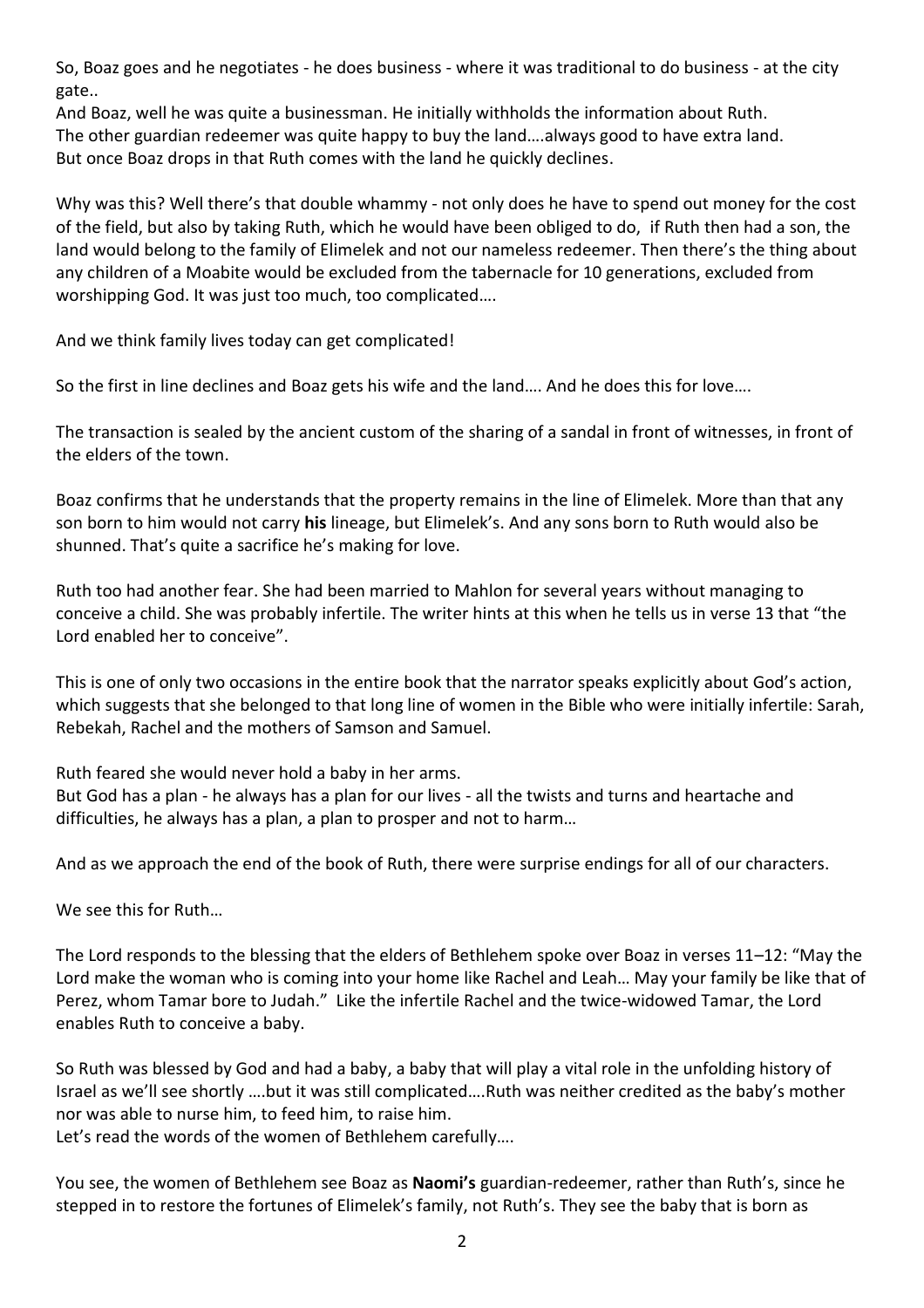So, Boaz goes and he negotiates - he does business - where it was traditional to do business - at the city gate..

And Boaz, well he was quite a businessman. He initially withholds the information about Ruth.
The other guardian redeemer was quite happy to buy the land….always good to have extra land.
But once Boaz drops in that Ruth comes with the land he quickly declines.

Why was this? Well there's that double whammy - not only does he have to spend out money for the cost of the field, but also by taking Ruth, which he would have been obliged to do, if Ruth then had a son, the land would belong to the family of Elimelek and not our nameless redeemer. Then there's the thing about any children of a Moabite would be excluded from the tabernacle for 10 generations, excluded from worshipping God. It was just too much, too complicated….

And we think family lives today can get complicated!

So the first in line declines and Boaz gets his wife and the land…. And he does this for love….

The transaction is sealed by the ancient custom of the sharing of a sandal in front of witnesses, in front of the elders of the town.

Boaz confirms that he understands that the property remains in the line of Elimelek. More than that any son born to him would not carry **his** lineage, but Elimelek's. And any sons born to Ruth would also be shunned. That's quite a sacrifice he's making for love.

Ruth too had another fear. She had been married to Mahlon for several years without managing to conceive a child. She was probably infertile. The writer hints at this when he tells us in verse 13 that "the Lord enabled her to conceive".

This is one of only two occasions in the entire book that the narrator speaks explicitly about God's action, which suggests that she belonged to that long line of women in the Bible who were initially infertile: Sarah, Rebekah, Rachel and the mothers of Samson and Samuel.

Ruth feared she would never hold a baby in her arms.
But God has a plan - he always has a plan for our lives - all the twists and turns and heartache and difficulties, he always has a plan, a plan to prosper and not to harm…

And as we approach the end of the book of Ruth, there were surprise endings for all of our characters.

We see this for Ruth…

The Lord responds to the blessing that the elders of Bethlehem spoke over Boaz in verses 11–12: "May the Lord make the woman who is coming into your home like Rachel and Leah… May your family be like that of Perez, whom Tamar bore to Judah." Like the infertile Rachel and the twice-widowed Tamar, the Lord enables Ruth to conceive a baby.

So Ruth was blessed by God and had a baby, a baby that will play a vital role in the unfolding history of Israel as we'll see shortly ….but it was still complicated….Ruth was neither credited as the baby's mother nor was able to nurse him, to feed him, to raise him.
Let's read the words of the women of Bethlehem carefully….

You see, the women of Bethlehem see Boaz as **Naomi's** guardian-redeemer, rather than Ruth's, since he stepped in to restore the fortunes of Elimelek's family, not Ruth's. They see the baby that is born as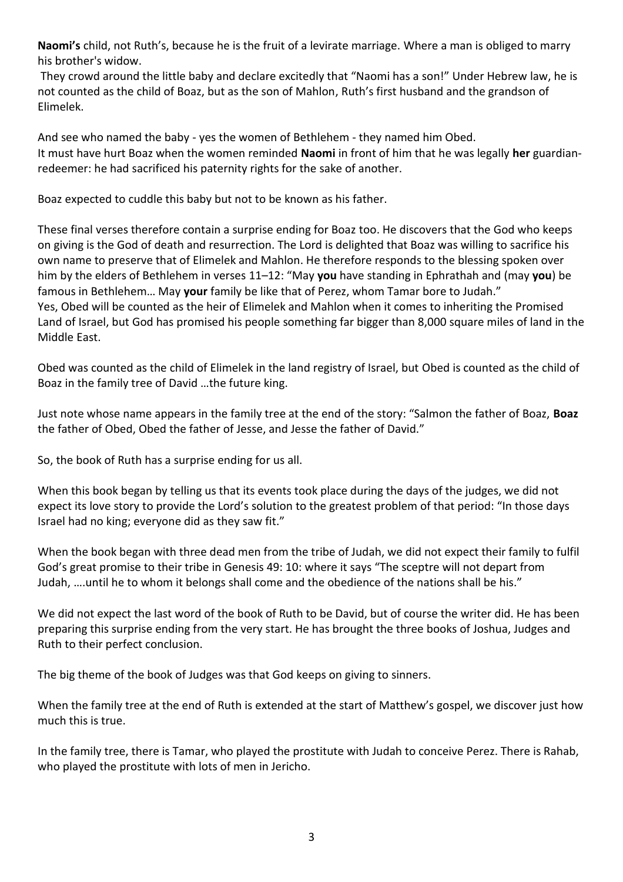**Naomi's** child, not Ruth's, because he is the fruit of a levirate marriage. Where a man is obliged to marry his brother's widow.

They crowd around the little baby and declare excitedly that "Naomi has a son!" Under Hebrew law, he is not counted as the child of Boaz, but as the son of Mahlon, Ruth's first husband and the grandson of Elimelek.

And see who named the baby - yes the women of Bethlehem - they named him Obed.
It must have hurt Boaz when the women reminded **Naomi** in front of him that he was legally **her** guardian-redeemer: he had sacrificed his paternity rights for the sake of another.

Boaz expected to cuddle this baby but not to be known as his father.

These final verses therefore contain a surprise ending for Boaz too. He discovers that the God who keeps on giving is the God of death and resurrection. The Lord is delighted that Boaz was willing to sacrifice his own name to preserve that of Elimelek and Mahlon. He therefore responds to the blessing spoken over him by the elders of Bethlehem in verses 11–12: "May **you** have standing in Ephrathah and (may **you**) be famous in Bethlehem… May **your** family be like that of Perez, whom Tamar bore to Judah."
Yes, Obed will be counted as the heir of Elimelek and Mahlon when it comes to inheriting the Promised Land of Israel, but God has promised his people something far bigger than 8,000 square miles of land in the Middle East.

Obed was counted as the child of Elimelek in the land registry of Israel, but Obed is counted as the child of Boaz in the family tree of David …the future king.

Just note whose name appears in the family tree at the end of the story: "Salmon the father of Boaz, **Boaz** the father of Obed, Obed the father of Jesse, and Jesse the father of David."

So, the book of Ruth has a surprise ending for us all.

When this book began by telling us that its events took place during the days of the judges, we did not expect its love story to provide the Lord's solution to the greatest problem of that period: "In those days Israel had no king; everyone did as they saw fit."

When the book began with three dead men from the tribe of Judah, we did not expect their family to fulfil God's great promise to their tribe in Genesis 49: 10: where it says "The sceptre will not depart from Judah, ….until he to whom it belongs shall come and the obedience of the nations shall be his."

We did not expect the last word of the book of Ruth to be David, but of course the writer did. He has been preparing this surprise ending from the very start. He has brought the three books of Joshua, Judges and Ruth to their perfect conclusion.

The big theme of the book of Judges was that God keeps on giving to sinners.

When the family tree at the end of Ruth is extended at the start of Matthew's gospel, we discover just how much this is true.

In the family tree, there is Tamar, who played the prostitute with Judah to conceive Perez. There is Rahab, who played the prostitute with lots of men in Jericho.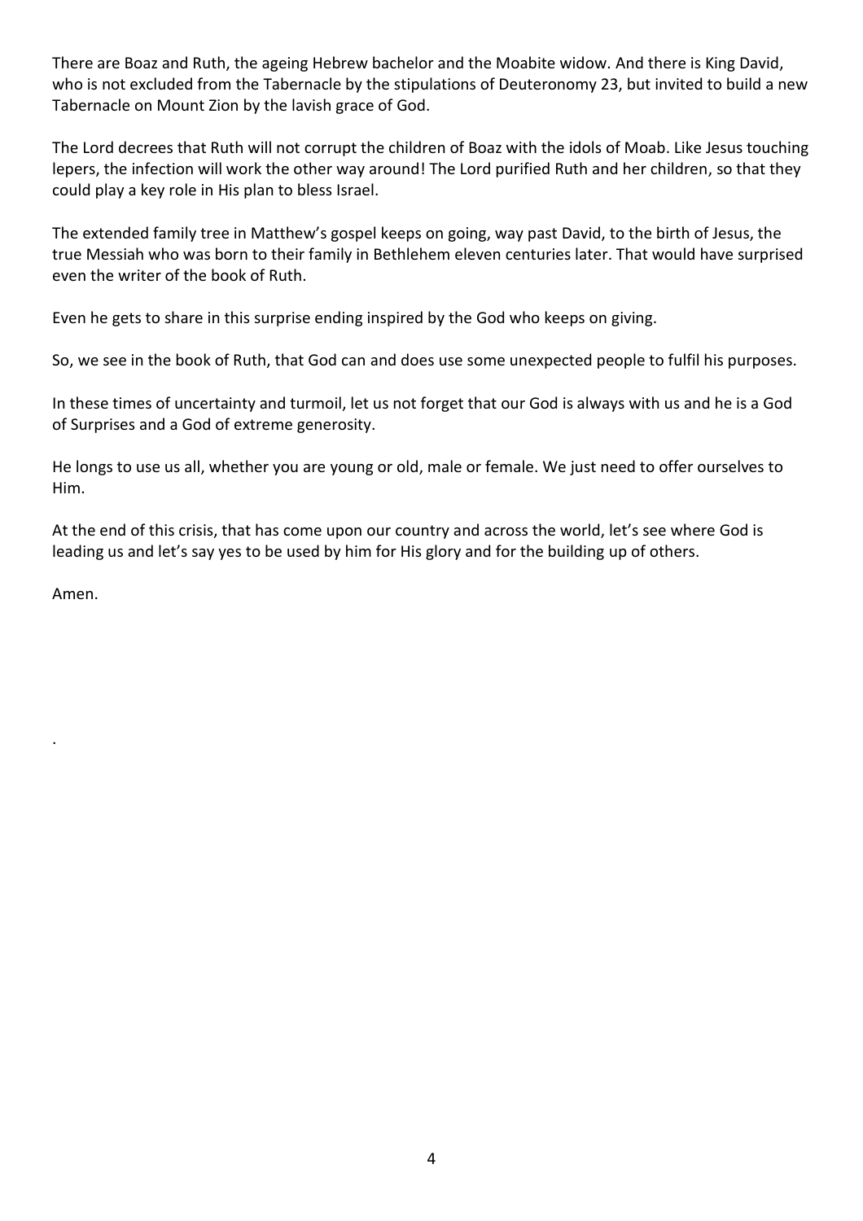There are Boaz and Ruth, the ageing Hebrew bachelor and the Moabite widow. And there is King David, who is not excluded from the Tabernacle by the stipulations of Deuteronomy 23, but invited to build a new Tabernacle on Mount Zion by the lavish grace of God.

The Lord decrees that Ruth will not corrupt the children of Boaz with the idols of Moab. Like Jesus touching lepers, the infection will work the other way around! The Lord purified Ruth and her children, so that they could play a key role in His plan to bless Israel.

The extended family tree in Matthew's gospel keeps on going, way past David, to the birth of Jesus, the true Messiah who was born to their family in Bethlehem eleven centuries later. That would have surprised even the writer of the book of Ruth.

Even he gets to share in this surprise ending inspired by the God who keeps on giving.

So, we see in the book of Ruth, that God can and does use some unexpected people to fulfil his purposes.

In these times of uncertainty and turmoil, let us not forget that our God is always with us and he is a God of Surprises and a God of extreme generosity.

He longs to use us all, whether you are young or old, male or female. We just need to offer ourselves to Him.

At the end of this crisis, that has come upon our country and across the world, let's see where God is leading us and let's say yes to be used by him for His glory and for the building up of others.

Amen.

.